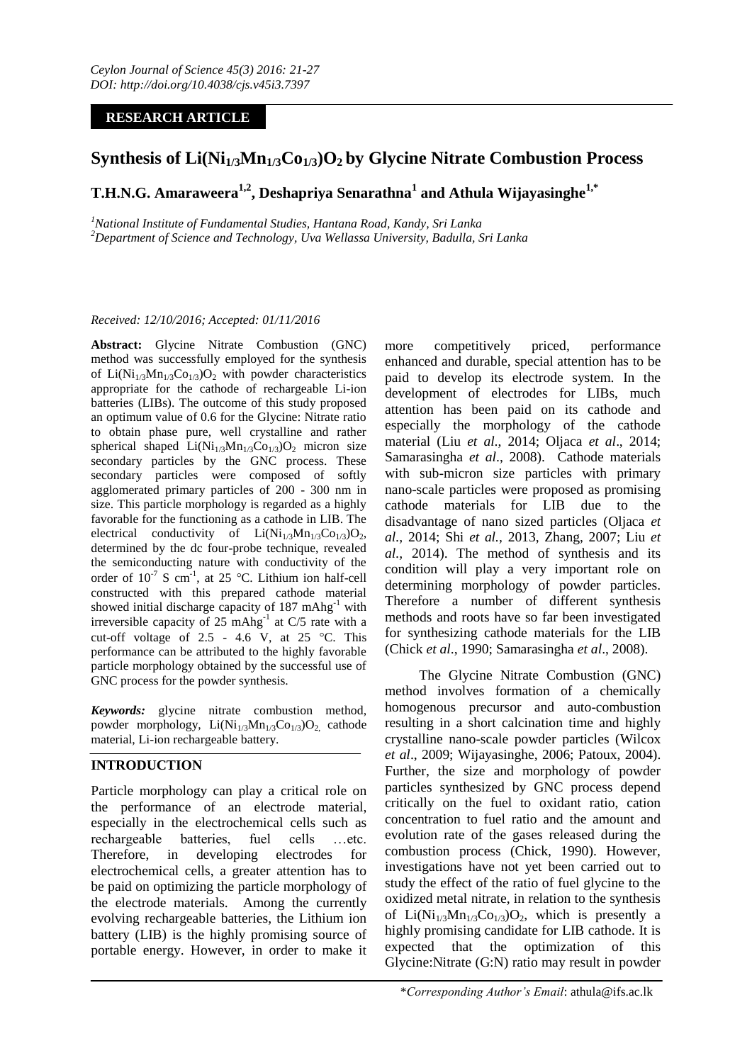**RESEARCH ARTICLE**

# Synthesis of $Li(Ni_{1/3}Mn_{1/3}Co_{1/3})O_2$ by Glycine Nitrate Combustion Process

**T.H.N.G. Amaraweera[1,2], Deshapriya Senarathna[1] and Athula Wijayasinghe[1,*]**

*[1]National Institute of Fundamental Studies, Hantana Road, Kandy, Sri Lanka*
*[2]Department of Science and Technology, Uva Wellassa University, Badulla, Sri Lanka*

*Received: 12/10/2016; Accepted: 01/11/2016*

**Abstract:** Glycine Nitrate Combustion (GNC) method was successfully employed for the synthesis of $Li(Ni_{1/3}Mn_{1/3}Co_{1/3})O_2$ with powder characteristics appropriate for the cathode of rechargeable Li-ion batteries (LIBs). The outcome of this study proposed an optimum value of 0.6 for the Glycine: Nitrate ratio to obtain phase pure, well crystalline and rather spherical shaped $Li(Ni_{1/3}Mn_{1/3}Co_{1/3})O_2$ micron size secondary particles by the GNC process. These secondary particles were composed of softly agglomerated primary particles of 200 - 300 nm in size. This particle morphology is regarded as a highly favorable for the functioning as a cathode in LIB. The electrical conductivity of $Li(Ni_{1/3}Mn_{1/3}Co_{1/3})O_2$, determined by the dc four-probe technique, revealed the semiconducting nature with conductivity of the order of $10^{-7}$ S cm$^{-1}$, at 25 °C. Lithium ion half-cell constructed with this prepared cathode material showed initial discharge capacity of 187 mAhg$^{-1}$ with irreversible capacity of 25 mAhg$^{-1}$ at C/5 rate with a cut-off voltage of 2.5 - 4.6 V, at 25 °C. This performance can be attributed to the highly favorable particle morphology obtained by the successful use of GNC process for the powder synthesis.

***Keywords:*** glycine nitrate combustion method, powder morphology, $Li(Ni_{1/3}Mn_{1/3}Co_{1/3})O_2$, cathode material, Li-ion rechargeable battery.

## INTRODUCTION

Particle morphology can play a critical role on the performance of an electrode material, especially in the electrochemical cells such as rechargeable batteries, fuel cells …etc. Therefore, in developing electrodes for electrochemical cells, a greater attention has to be paid on optimizing the particle morphology of the electrode materials. Among the currently evolving rechargeable batteries, the Lithium ion battery (LIB) is the highly promising source of portable energy. However, in order to make it more competitively priced, performance enhanced and durable, special attention has to be paid to develop its electrode system. In the development of electrodes for LIBs, much attention has been paid on its cathode and especially the morphology of the cathode material (Liu *et al*., 2014; Oljaca *et al*., 2014; Samarasingha *et al*., 2008). Cathode materials with sub-micron size particles with primary nano-scale particles were proposed as promising cathode materials for LIB due to the disadvantage of nano sized particles (Oljaca *et al*., 2014; Shi *et al.*, 2013, Zhang, 2007; Liu *et al.*, 2014). The method of synthesis and its condition will play a very important role on determining morphology of powder particles. Therefore a number of different synthesis methods and roots have so far been investigated for synthesizing cathode materials for the LIB (Chick *et al*., 1990; Samarasingha *et al*., 2008).

The Glycine Nitrate Combustion (GNC) method involves formation of a chemically homogenous precursor and auto-combustion resulting in a short calcination time and highly crystalline nano-scale powder particles (Wilcox *et al*., 2009; Wijayasinghe, 2006; Patoux, 2004). Further, the size and morphology of powder particles synthesized by GNC process depend critically on the fuel to oxidant ratio, cation concentration to fuel ratio and the amount and evolution rate of the gases released during the combustion process (Chick, 1990). However, investigations have not yet been carried out to study the effect of the ratio of fuel glycine to the oxidized metal nitrate, in relation to the synthesis of $Li(Ni_{1/3}Mn_{1/3}Co_{1/3})O_2$, which is presently a highly promising candidate for LIB cathode. It is expected that the optimization of this Glycine:Nitrate (G:N) ratio may result in powder

\**Corresponding Author's Email*: athula@ifs.ac.lk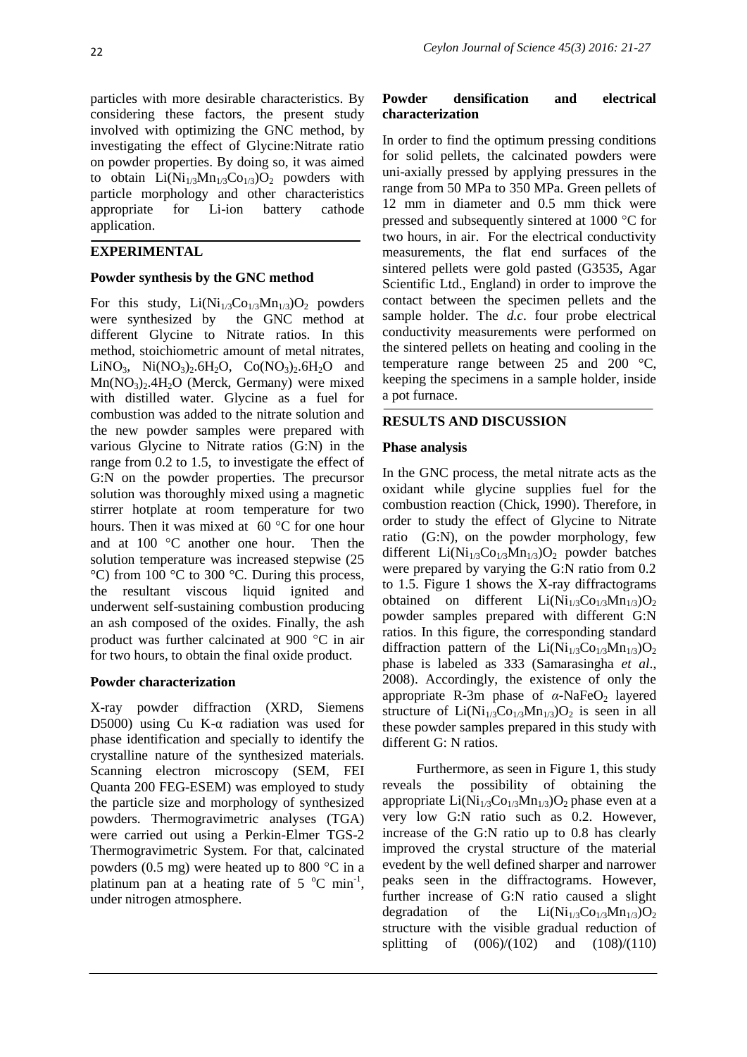particles with more desirable characteristics. By considering these factors, the present study involved with optimizing the GNC method, by investigating the effect of Glycine:Nitrate ratio on powder properties. By doing so, it was aimed to obtain $Li(Ni_{1/3}Mn_{1/3}Co_{1/3})O_2$ powders with particle morphology and other characteristics appropriate for Li-ion battery cathode application.

## EXPERIMENTAL

### Powder synthesis by the GNC method

For this study, $Li(Ni_{1/3}Co_{1/3}Mn_{1/3})O_2$ powders were synthesized by the GNC method at different Glycine to Nitrate ratios. In this method, stoichiometric amount of metal nitrates, $LiNO_3$, $Ni(NO_3)_2.6H_2O$, $Co(NO_3)_2.6H_2O$ and $Mn(NO_3)_2.4H_2O$ (Merck, Germany) were mixed with distilled water. Glycine as a fuel for combustion was added to the nitrate solution and the new powder samples were prepared with various Glycine to Nitrate ratios (G:N) in the range from 0.2 to 1.5, to investigate the effect of G:N on the powder properties. The precursor solution was thoroughly mixed using a magnetic stirrer hotplate at room temperature for two hours. Then it was mixed at 60 °C for one hour and at 100 °C another one hour. Then the solution temperature was increased stepwise (25 °C) from 100 °C to 300 °C. During this process, the resultant viscous liquid ignited and underwent self-sustaining combustion producing an ash composed of the oxides. Finally, the ash product was further calcinated at 900 °C in air for two hours, to obtain the final oxide product.

### Powder characterization

X-ray powder diffraction (XRD, Siemens D5000) using Cu K-α radiation was used for phase identification and specially to identify the crystalline nature of the synthesized materials. Scanning electron microscopy (SEM, FEI Quanta 200 FEG-ESEM) was employed to study the particle size and morphology of synthesized powders. Thermogravimetric analyses (TGA) were carried out using a Perkin-Elmer TGS-2 Thermogravimetric System. For that, calcinated powders (0.5 mg) were heated up to 800 °C in a platinum pan at a heating rate of 5 $^{o}C\ min^{-1}$, under nitrogen atmosphere.

### Powder densification and electrical characterization

In order to find the optimum pressing conditions for solid pellets, the calcinated powders were uni-axially pressed by applying pressures in the range from 50 MPa to 350 MPa. Green pellets of 12 mm in diameter and 0.5 mm thick were pressed and subsequently sintered at 1000 °C for two hours, in air. For the electrical conductivity measurements, the flat end surfaces of the sintered pellets were gold pasted (G3535, Agar Scientific Ltd., England) in order to improve the contact between the specimen pellets and the sample holder. The *d.c.* four probe electrical conductivity measurements were performed on the sintered pellets on heating and cooling in the temperature range between 25 and 200 °C, keeping the specimens in a sample holder, inside a pot furnace.

## RESULTS AND DISCUSSION

### Phase analysis

In the GNC process, the metal nitrate acts as the oxidant while glycine supplies fuel for the combustion reaction (Chick, 1990). Therefore, in order to study the effect of Glycine to Nitrate ratio (G:N), on the powder morphology, few different $Li(Ni_{1/3}Co_{1/3}Mn_{1/3})O_2$ powder batches were prepared by varying the G:N ratio from 0.2 to 1.5. Figure 1 shows the X-ray diffractograms obtained on different $Li(Ni_{1/3}Co_{1/3}Mn_{1/3})O_2$ powder samples prepared with different G:N ratios. In this figure, the corresponding standard diffraction pattern of the $Li(Ni_{1/3}Co_{1/3}Mn_{1/3})O_2$ phase is labeled as 333 (Samarasingha *et al*., 2008). Accordingly, the existence of only the appropriate R-3m phase of $\alpha$-$NaFeO_2$ layered structure of $Li(Ni_{1/3}Co_{1/3}Mn_{1/3})O_2$ is seen in all these powder samples prepared in this study with different G: N ratios.

Furthermore, as seen in Figure 1, this study reveals the possibility of obtaining the appropriate $Li(Ni_{1/3}Co_{1/3}Mn_{1/3})O_2$ phase even at a very low G:N ratio such as 0.2. However, increase of the G:N ratio up to 0.8 has clearly improved the crystal structure of the material evedent by the well defined sharper and narrower peaks seen in the diffractograms. However, further increase of G:N ratio caused a slight degradation of the $Li(Ni_{1/3}Co_{1/3}Mn_{1/3})O_2$ structure with the visible gradual reduction of splitting of (006)/(102) and (108)/(110)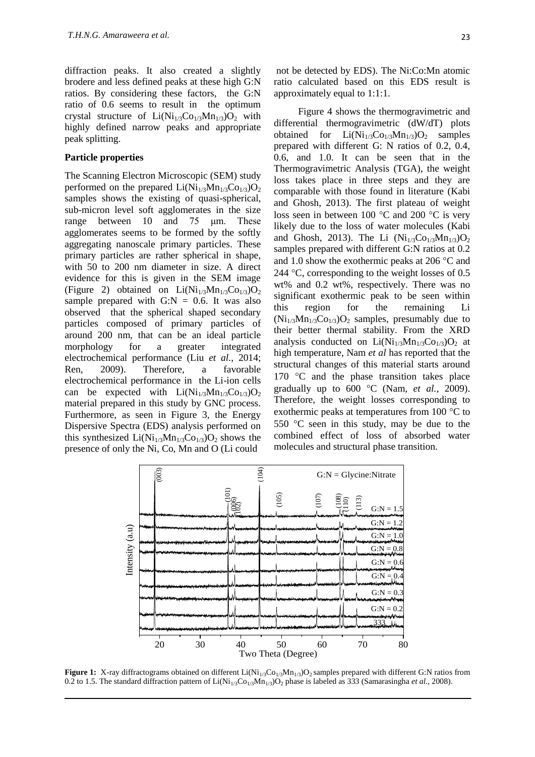diffraction peaks. It also created a slightly brodere and less defined peaks at these high G:N ratios. By considering these factors, the G:N ratio of 0.6 seems to result in the optimum crystal structure of $Li(Ni_{1/3}Co_{1/3}Mn_{1/3})O_2$ with highly defined narrow peaks and appropriate peak splitting.

**Particle properties**

The Scanning Electron Microscopic (SEM) study performed on the prepared $Li(Ni_{1/3}Mn_{1/3}Co_{1/3})O_2$ samples shows the existing of quasi-spherical, sub-micron level soft agglomerates in the size range between 10 and 75 µm. These agglomerates seems to be formed by the softly aggregating nanoscale primary particles. These primary particles are rather spherical in shape, with 50 to 200 nm diameter in size. A direct evidence for this is given in the SEM image (Figure 2) obtained on $Li(Ni_{1/3}Mn_{1/3}Co_{1/3})O_2$ sample prepared with G:N = 0.6. It was also observed that the spherical shaped secondary particles composed of primary particles of around 200 nm, that can be an ideal particle morphology for a greater integrated electrochemical performance (Liu *et al.*, 2014; Ren, 2009). Therefore, a favorable electrochemical performance in the Li-ion cells can be expected with $Li(Ni_{1/3}Mn_{1/3}Co_{1/3})O_2$ material prepared in this study by GNC process. Furthermore, as seen in Figure 3, the Energy Dispersive Spectra (EDS) analysis performed on this synthesized $Li(Ni_{1/3}Mn_{1/3}Co_{1/3})O_2$ shows the presence of only the Ni, Co, Mn and O (Li could not be detected by EDS). The Ni:Co:Mn atomic ratio calculated based on this EDS result is approximately equal to 1:1:1.

Figure 4 shows the thermogravimetric and differential thermogravimetric (dW/dT) plots obtained for $Li(Ni_{1/3}Co_{1/3}Mn_{1/3})O_2$ samples prepared with different G: N ratios of 0.2, 0.4, 0.6, and 1.0. It can be seen that in the Thermogravimetric Analysis (TGA), the weight loss takes place in three steps and they are comparable with those found in literature (Kabi and Ghosh, 2013). The first plateau of weight loss seen in between 100 °C and 200 °C is very likely due to the loss of water molecules (Kabi and Ghosh, 2013). The $Li(Ni_{1/3}Co_{1/3}Mn_{1/3})O_2$ samples prepared with different G:N ratios at 0.2 and 1.0 show the exothermic peaks at 206 °C and 244 °C, corresponding to the weight losses of 0.5 wt% and 0.2 wt%, respectively. There was no significant exothermic peak to be seen within this region for the remaining $Li(Ni_{1/3}Mn_{1/3}Co_{1/3})O_2$ samples, presumably due to their better thermal stability. From the XRD analysis conducted on $Li(Ni_{1/3}Mn_{1/3}Co_{1/3})O_2$ at high temperature, Nam *et al* has reported that the structural changes of this material starts around 170 °C and the phase transition takes place gradually up to 600 °C (Nam, *et al.*, 2009). Therefore, the weight losses corresponding to exothermic peaks at temperatures from 100 °C to 550 °C seen in this study, may be due to the combined effect of loss of absorbed water molecules and structural phase transition.

**Figure 1:** X-ray diffractograms obtained on different $Li(Ni_{1/3}Co_{1/3}Mn_{1/3})O_2$ samples prepared with different G:N ratios from 0.2 to 1.5. The standard diffraction pattern of $Li(Ni_{1/3}Co_{1/3}Mn_{1/3})O_2$ phase is labeled as 333 (Samarasingha *et al.*, 2008).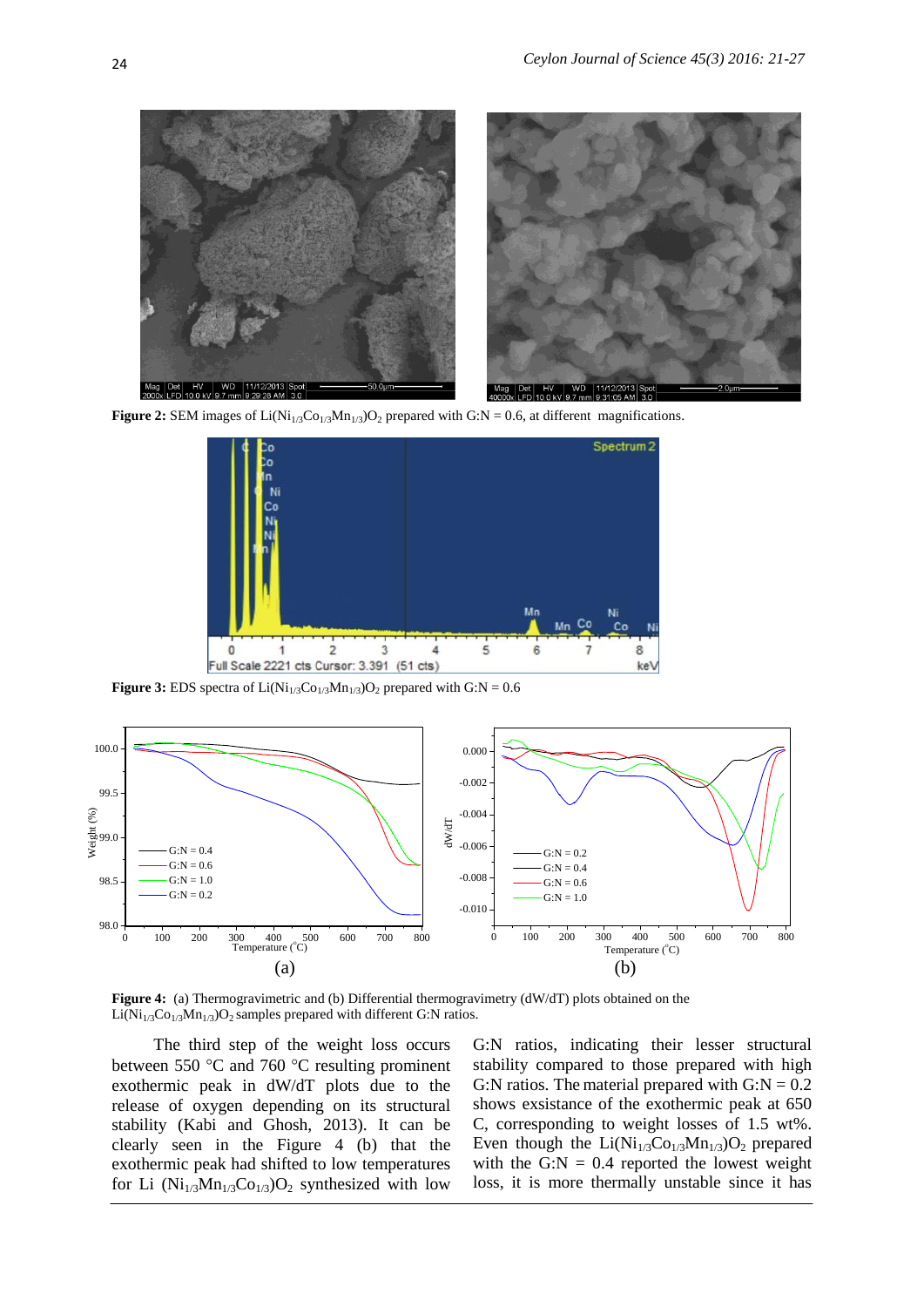**Figure 2:** SEM images of $Li(Ni_{1/3}Co_{1/3}Mn_{1/3})O_2$ prepared with G:N = 0.6, at different magnifications.

**Figure 3:** EDS spectra of $Li(Ni_{1/3}Co_{1/3}Mn_{1/3})O_2$ prepared with G:N = 0.6

**Figure 4:** (a) Thermogravimetric and (b) Differential thermogravimetry (dW/dT) plots obtained on the $Li(Ni_{1/3}Co_{1/3}Mn_{1/3})O_2$ samples prepared with different G:N ratios.

The third step of the weight loss occurs between 550 °C and 760 °C resulting prominent exothermic peak in dW/dT plots due to the release of oxygen depending on its structural stability (Kabi and Ghosh, 2013). It can be clearly seen in the Figure 4 (b) that the exothermic peak had shifted to low temperatures for Li $(Ni_{1/3}Mn_{1/3}Co_{1/3})O_2$ synthesized with low G:N ratios, indicating their lesser structural stability compared to those prepared with high G:N ratios. The material prepared with G:N = 0.2 shows exsistance of the exothermic peak at 650 C, corresponding to weight losses of 1.5 wt%. Even though the $Li(Ni_{1/3}Co_{1/3}Mn_{1/3})O_2$ prepared with the G:N = 0.4 reported the lowest weight loss, it is more thermally unstable since it has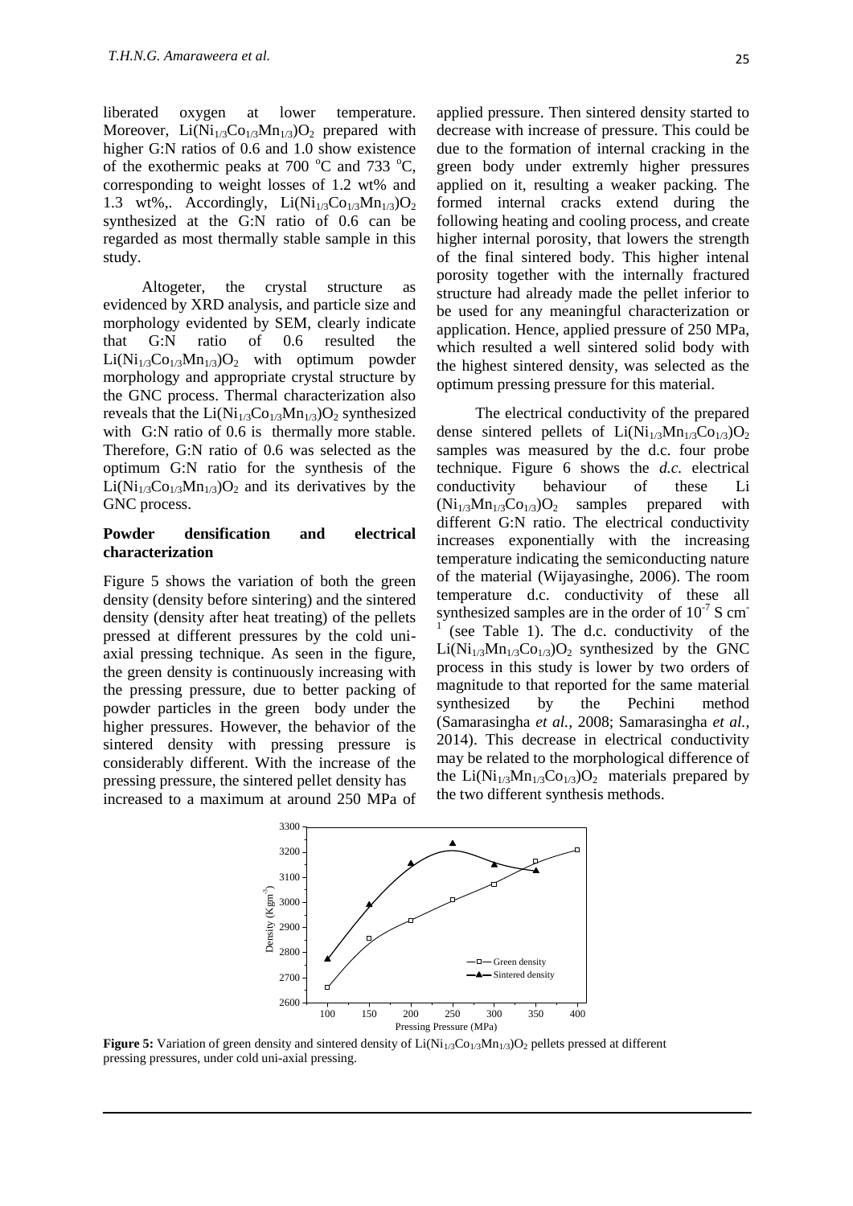liberated oxygen at lower temperature. Moreover, $Li(Ni_{1/3}Co_{1/3}Mn_{1/3})O_2$ prepared with higher G:N ratios of 0.6 and 1.0 show existence of the exothermic peaks at 700 $^oC$ and 733 $^oC$, corresponding to weight losses of 1.2 wt% and 1.3 wt%,. Accordingly, $Li(Ni_{1/3}Co_{1/3}Mn_{1/3})O_2$ synthesized at the G:N ratio of 0.6 can be regarded as most thermally stable sample in this study.

Altogeter, the crystal structure as evidenced by XRD analysis, and particle size and morphology evidented by SEM, clearly indicate that G:N ratio of 0.6 resulted the $Li(Ni_{1/3}Co_{1/3}Mn_{1/3})O_2$ with optimum powder morphology and appropriate crystal structure by the GNC process. Thermal characterization also reveals that the $Li(Ni_{1/3}Co_{1/3}Mn_{1/3})O_2$ synthesized with G:N ratio of 0.6 is thermally more stable. Therefore, G:N ratio of 0.6 was selected as the optimum G:N ratio for the synthesis of the $Li(Ni_{1/3}Co_{1/3}Mn_{1/3})O_2$ and its derivatives by the GNC process.

## Powder densification and electrical characterization

Figure 5 shows the variation of both the green density (density before sintering) and the sintered density (density after heat treating) of the pellets pressed at different pressures by the cold uni-axial pressing technique. As seen in the figure, the green density is continuously increasing with the pressing pressure, due to better packing of powder particles in the green body under the higher pressures. However, the behavior of the sintered density with pressing pressure is considerably different. With the increase of the pressing pressure, the sintered pellet density has increased to a maximum at around 250 MPa of applied pressure. Then sintered density started to decrease with increase of pressure. This could be due to the formation of internal cracking in the green body under extremly higher pressures applied on it, resulting a weaker packing. The formed internal cracks extend during the following heating and cooling process, and create higher internal porosity, that lowers the strength of the final sintered body. This higher intenal porosity together with the internally fractured structure had already made the pellet inferior to be used for any meaningful characterization or application. Hence, applied pressure of 250 MPa, which resulted a well sintered solid body with the highest sintered density, was selected as the optimum pressing pressure for this material.

The electrical conductivity of the prepared dense sintered pellets of $Li(Ni_{1/3}Mn_{1/3}Co_{1/3})O_2$ samples was measured by the d.c. four probe technique. Figure 6 shows the *d.c.* electrical conductivity behaviour of these $Li(Ni_{1/3}Mn_{1/3}Co_{1/3})O_2$ samples prepared with different G:N ratio. The electrical conductivity increases exponentially with the increasing temperature indicating the semiconducting nature of the material (Wijayasinghe, 2006). The room temperature d.c. conductivity of these all synthesized samples are in the order of $10^{-7}$ S $cm^{-1}$ (see Table 1). The d.c. conductivity of the $Li(Ni_{1/3}Mn_{1/3}Co_{1/3})O_2$ synthesized by the GNC process in this study is lower by two orders of magnitude to that reported for the same material synthesized by the Pechini method (Samarasingha *et al.,* 2008; Samarasingha *et al.,* 2014). This decrease in electrical conductivity may be related to the morphological difference of the $Li(Ni_{1/3}Mn_{1/3}Co_{1/3})O_2$ materials prepared by the two different synthesis methods.

**Figure 5:** Variation of green density and sintered density of $Li(Ni_{1/3}Co_{1/3}Mn_{1/3})O_2$ pellets pressed at different pressing pressures, under cold uni-axial pressing.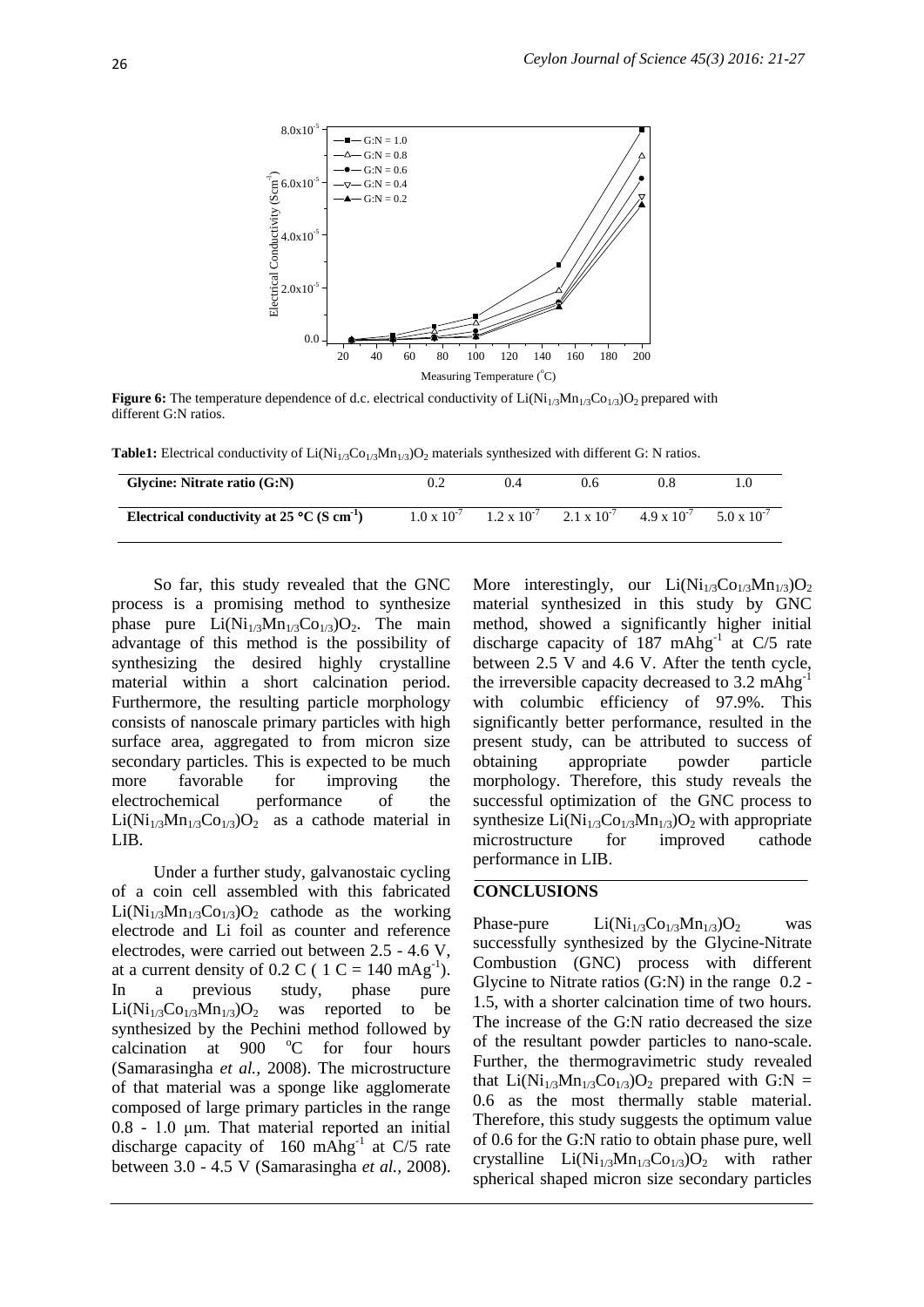**Figure 6:** The temperature dependence of d.c. electrical conductivity of $Li(Ni_{1/3}Mn_{1/3}Co_{1/3})O_2$ prepared with different G:N ratios.

**Table1:** Electrical conductivity of $Li(Ni_{1/3}Co_{1/3}Mn_{1/3})O_2$ materials synthesized with different G: N ratios.

| **Glycine: Nitrate ratio (G:N)** | 0.2 | 0.4 | 0.6 | 0.8 | 1.0 |
|---|---|---|---|---|---|
| **Electrical conductivity at 25 °C (S cm$^{-1}$)** | $1.0 \times 10^{-7}$ | $1.2 \times 10^{-7}$ | $2.1 \times 10^{-7}$ | $4.9 \times 10^{-7}$ | $5.0 \times 10^{-7}$ |

So far, this study revealed that the GNC process is a promising method to synthesize phase pure $Li(Ni_{1/3}Mn_{1/3}Co_{1/3})O_2$. The main advantage of this method is the possibility of synthesizing the desired highly crystalline material within a short calcination period. Furthermore, the resulting particle morphology consists of nanoscale primary particles with high surface area, aggregated to from micron size secondary particles. This is expected to be much more favorable for improving the electrochemical performance of the $Li(Ni_{1/3}Mn_{1/3}Co_{1/3})O_2$ as a cathode material in LIB.

Under a further study, galvanostaic cycling of a coin cell assembled with this fabricated $Li(Ni_{1/3}Mn_{1/3}Co_{1/3})O_2$ cathode as the working electrode and Li foil as counter and reference electrodes, were carried out between 2.5 - 4.6 V, at a current density of 0.2 C ( 1 C = 140 mAg$^{-1}$). In a previous study, phase pure $Li(Ni_{1/3}Co_{1/3}Mn_{1/3})O_2$ was reported to be synthesized by the Pechini method followed by calcination at 900 °C for four hours (Samarasingha *et al.*, 2008). The microstructure of that material was a sponge like agglomerate composed of large primary particles in the range 0.8 - 1.0 μm. That material reported an initial discharge capacity of 160 mAhg$^{-1}$ at C/5 rate between 3.0 - 4.5 V (Samarasingha *et al.*, 2008). More interestingly, our $Li(Ni_{1/3}Co_{1/3}Mn_{1/3})O_2$ material synthesized in this study by GNC method, showed a significantly higher initial discharge capacity of 187 mAhg$^{-1}$ at C/5 rate between 2.5 V and 4.6 V. After the tenth cycle, the irreversible capacity decreased to 3.2 mAhg$^{-1}$ with columbic efficiency of 97.9%. This significantly better performance, resulted in the present study, can be attributed to success of obtaining appropriate powder particle morphology. Therefore, this study reveals the successful optimization of the GNC process to synthesize $Li(Ni_{1/3}Co_{1/3}Mn_{1/3})O_2$ with appropriate microstructure for improved cathode performance in LIB.

## CONCLUSIONS

Phase-pure $Li(Ni_{1/3}Co_{1/3}Mn_{1/3})O_2$ was successfully synthesized by the Glycine-Nitrate Combustion (GNC) process with different Glycine to Nitrate ratios (G:N) in the range 0.2 - 1.5, with a shorter calcination time of two hours. The increase of the G:N ratio decreased the size of the resultant powder particles to nano-scale. Further, the thermogravimetric study revealed that $Li(Ni_{1/3}Mn_{1/3}Co_{1/3})O_2$ prepared with G:N = 0.6 as the most thermally stable material. Therefore, this study suggests the optimum value of 0.6 for the G:N ratio to obtain phase pure, well crystalline $Li(Ni_{1/3}Mn_{1/3}Co_{1/3})O_2$ with rather spherical shaped micron size secondary particles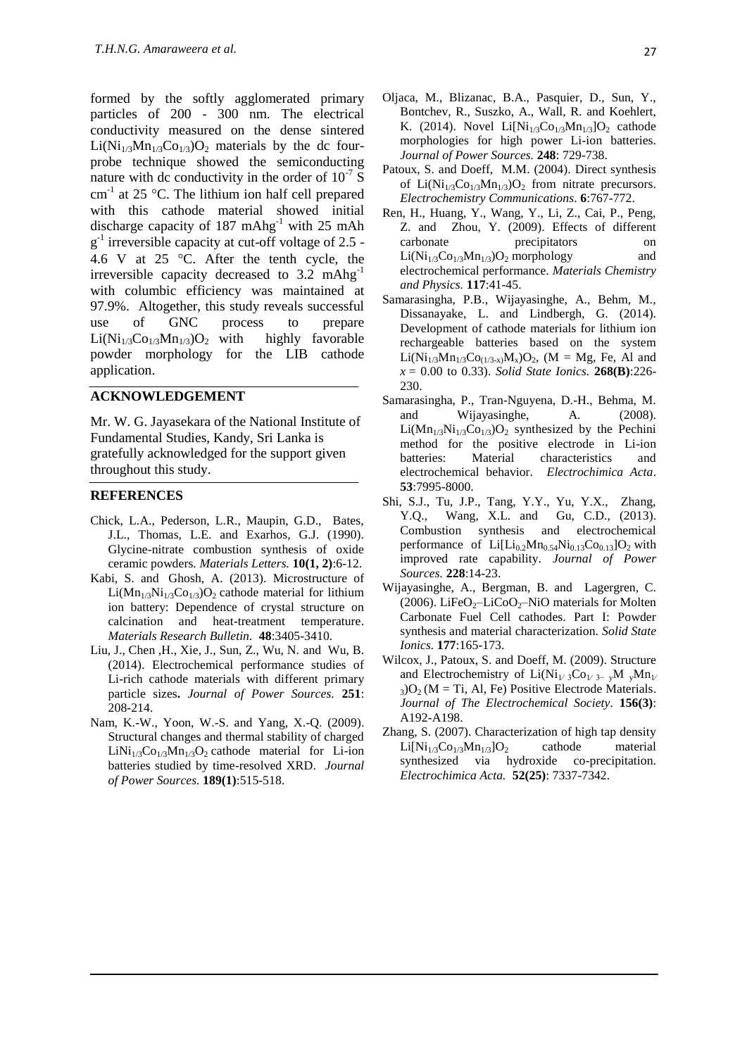formed by the softly agglomerated primary particles of 200 - 300 nm. The electrical conductivity measured on the dense sintered $Li(Ni_{1/3}Mn_{1/3}Co_{1/3})O_2$ materials by the dc four-probe technique showed the semiconducting nature with dc conductivity in the order of $10^{-7}$ S $cm^{-1}$ at 25 °C. The lithium ion half cell prepared with this cathode material showed initial discharge capacity of 187 $mAhg^{-1}$ with 25 mAh $g^{-1}$ irreversible capacity at cut-off voltage of 2.5 - 4.6 V at 25 °C. After the tenth cycle, the irreversible capacity decreased to 3.2 $mAhg^{-1}$ with columbic efficiency was maintained at 97.9%. Altogether, this study reveals successful use of GNC process to prepare $Li(Ni_{1/3}Co_{1/3}Mn_{1/3})O_2$ with highly favorable powder morphology for the LIB cathode application.

## ACKNOWLEDGEMENT

Mr. W. G. Jayasekara of the National Institute of Fundamental Studies, Kandy, Sri Lanka is gratefully acknowledged for the support given throughout this study.

## REFERENCES

Chick, L.A., Pederson, L.R., Maupin, G.D., Bates, J.L., Thomas, L.E. and Exarhos, G.J. (1990). Glycine-nitrate combustion synthesis of oxide ceramic powders. *Materials Letters.* **10(1, 2)**:6-12.

Kabi, S. and Ghosh, A. (2013). Microstructure of $Li(Mn_{1/3}Ni_{1/3}Co_{1/3})O_2$ cathode material for lithium ion battery: Dependence of crystal structure on calcination and heat-treatment temperature. *Materials Research Bulletin.* **48**:3405-3410.

Liu, J., Chen ,H., Xie, J., Sun, Z., Wu, N. and Wu, B. (2014). Electrochemical performance studies of Li-rich cathode materials with different primary particle sizes**.** *Journal of Power Sources.* **251**: 208-214.

Nam, K.-W., Yoon, W.-S. and Yang, X.-Q. (2009). Structural changes and thermal stability of charged $LiNi_{1/3}Co_{1/3}Mn_{1/3}O_2$ cathode material for Li-ion batteries studied by time-resolved XRD. *Journal of Power Sources.* **189(1)**:515-518.

Oljaca, M., Blizanac, B.A., Pasquier, D., Sun, Y., Bontchev, R., Suszko, A., Wall, R. and Koehlert, K. (2014). Novel $Li[Ni_{1/3}Co_{1/3}Mn_{1/3}]O_2$ cathode morphologies for high power Li-ion batteries. *Journal of Power Sources.* **248**: 729-738.

Patoux, S. and Doeff, M.M. (2004). Direct synthesis of $Li(Ni_{1/3}Co_{1/3}Mn_{1/3})O_2$ from nitrate precursors. *Electrochemistry Communications*. **6**:767-772.

Ren, H., Huang, Y., Wang, Y., Li, Z., Cai, P., Peng, Z. and Zhou, Y. (2009). Effects of different carbonate precipitators on $Li(Ni_{1/3}Co_{1/3}Mn_{1/3})O_2$ morphology and electrochemical performance. *Materials Chemistry and Physics.* **117**:41-45.

Samarasingha, P.B., Wijayasinghe, A., Behm, M., Dissanayake, L. and Lindbergh, G. (2014). Development of cathode materials for lithium ion rechargeable batteries based on the system $Li(Ni_{1/3}Mn_{1/3}Co_{(1/3-x)}M_x)O_2$, (M = Mg, Fe, Al and $x$ = 0.00 to 0.33). *Solid State Ionics.* **268(B)**:226-230.

Samarasingha, P., Tran-Nguyena, D.-H., Behma, M. and Wijayasinghe, A. (2008). $Li(Mn_{1/3}Ni_{1/3}Co_{1/3})O_2$ synthesized by the Pechini method for the positive electrode in Li-ion batteries: Material characteristics and electrochemical behavior. *Electrochimica Acta*. **53**:7995-8000.

Shi, S.J., Tu, J.P., Tang, Y.Y., Yu, Y.X., Zhang, Y.Q., Wang, X.L. and Gu, C.D., (2013). Combustion synthesis and electrochemical performance of $Li[Li_{0.2}Mn_{0.54}Ni_{0.13}Co_{0.13}]O_2$ with improved rate capability. *Journal of Power Sources.* **228**:14-23.

Wijayasinghe, A., Bergman, B. and Lagergren, C. (2006). $LiFeO_2$–$LiCoO_2$–NiO materials for Molten Carbonate Fuel Cell cathodes. Part I: Powder synthesis and material characterization. *Solid State Ionics.* **177**:165-173.

Wilcox, J., Patoux, S. and Doeff, M. (2009). Structure and Electrochemistry of $Li(Ni_{1/3}Co_{1/3-y}M_yMn_{1/3})O_2$ (M = Ti, Al, Fe) Positive Electrode Materials. *Journal of The Electrochemical Society*. **156(3)**: A192-A198.

Zhang, S. (2007). Characterization of high tap density $Li[Ni_{1/3}Co_{1/3}Mn_{1/3}]O_2$ cathode material synthesized via hydroxide co-precipitation. *Electrochimica Acta.* **52(25)**: 7337-7342.